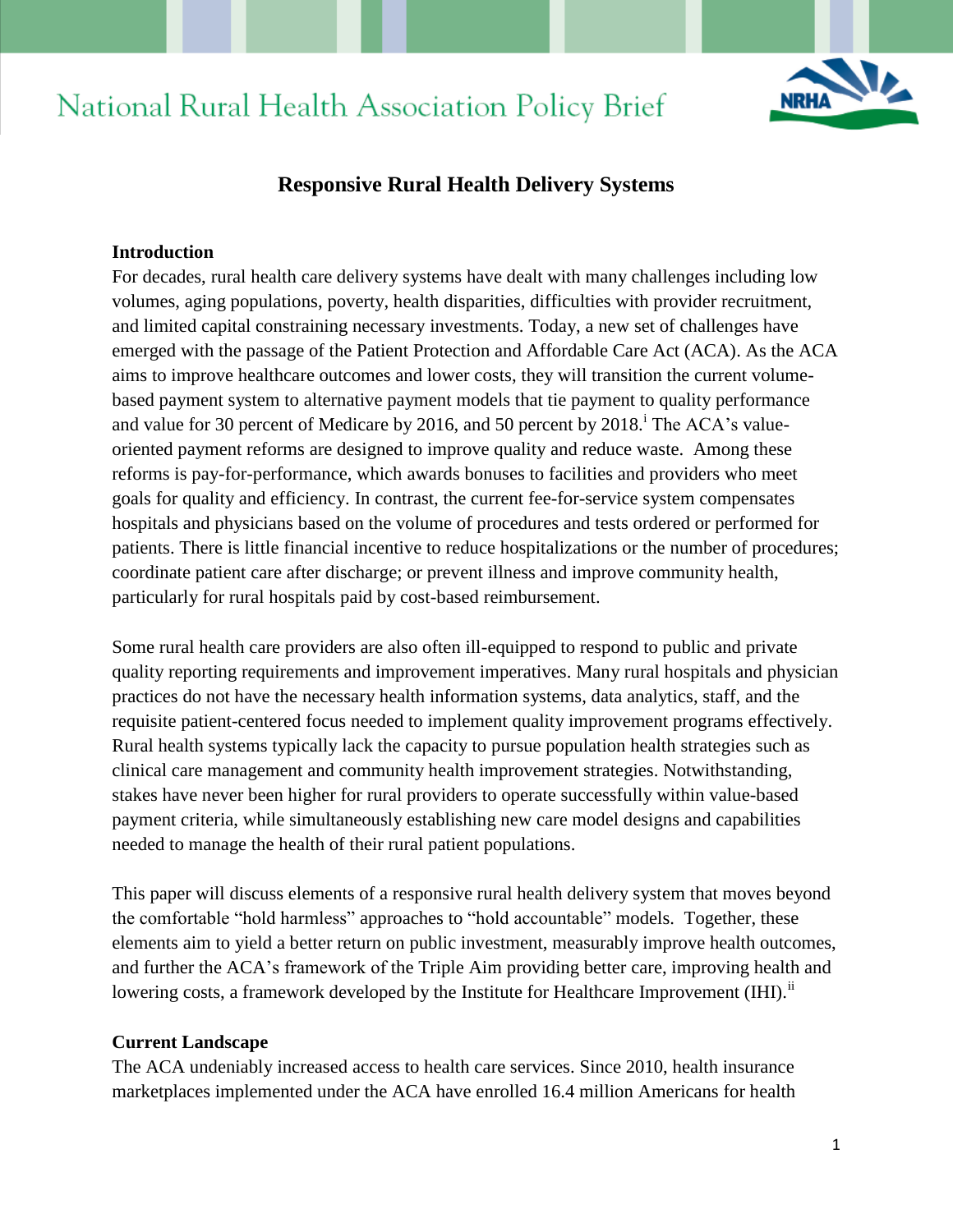# National Rural Health Association Policy Brief

## Responsive Rural Health Delivery Systems

### Introduction

For decades, rural health care delivery systems have dealt with many challenges including low volumes, aging populations, poverty, health disparities, difficulties with provider recruitment, and limited capital constraining necessary investments. Today, a new set of challenges have emerged with the passage of the Patient Protection and Affordable Care Act (ACA). As the ACA aims to improve healthcare outcomes and lower costs, they will transition the current volume-based payment system to alternative payment models that tie payment to quality performance and value for 30 percent of Medicare by 2016, and 50 percent by 2018.[i] The ACA's value-oriented payment reforms are designed to improve quality and reduce waste. Among these reforms is pay-for-performance, which awards bonuses to facilities and providers who meet goals for quality and efficiency. In contrast, the current fee-for-service system compensates hospitals and physicians based on the volume of procedures and tests ordered or performed for patients. There is little financial incentive to reduce hospitalizations or the number of procedures; coordinate patient care after discharge; or prevent illness and improve community health, particularly for rural hospitals paid by cost-based reimbursement.

Some rural health care providers are also often ill-equipped to respond to public and private quality reporting requirements and improvement imperatives. Many rural hospitals and physician practices do not have the necessary health information systems, data analytics, staff, and the requisite patient-centered focus needed to implement quality improvement programs effectively. Rural health systems typically lack the capacity to pursue population health strategies such as clinical care management and community health improvement strategies. Notwithstanding, stakes have never been higher for rural providers to operate successfully within value-based payment criteria, while simultaneously establishing new care model designs and capabilities needed to manage the health of their rural patient populations.

This paper will discuss elements of a responsive rural health delivery system that moves beyond the comfortable "hold harmless" approaches to "hold accountable" models. Together, these elements aim to yield a better return on public investment, measurably improve health outcomes, and further the ACA's framework of the Triple Aim providing better care, improving health and lowering costs, a framework developed by the Institute for Healthcare Improvement (IHI).[ii]

### Current Landscape

The ACA undeniably increased access to health care services. Since 2010, health insurance marketplaces implemented under the ACA have enrolled 16.4 million Americans for health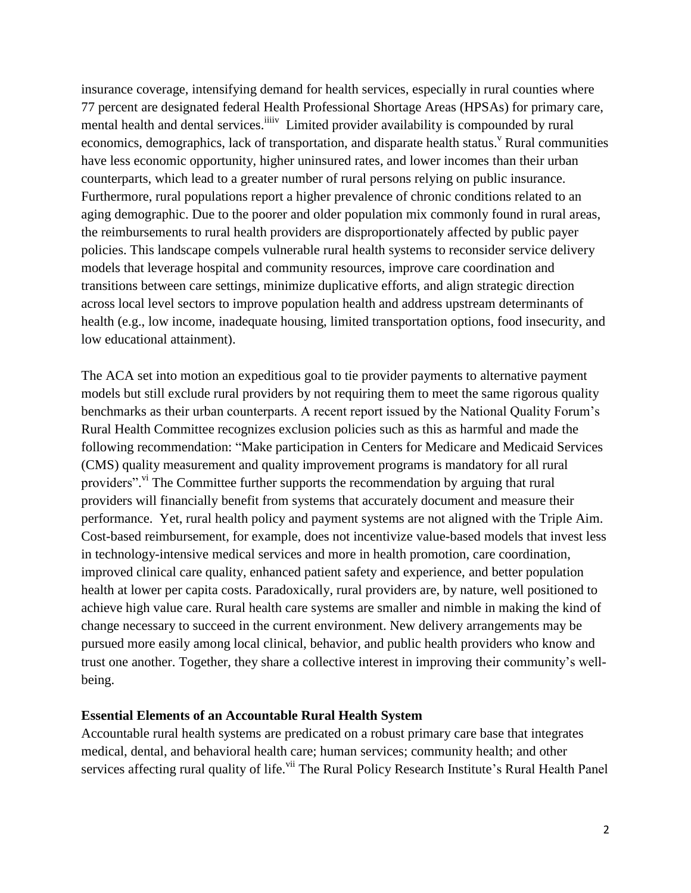insurance coverage, intensifying demand for health services, especially in rural counties where 77 percent are designated federal Health Professional Shortage Areas (HPSAs) for primary care, mental health and dental services.[iii][iv] Limited provider availability is compounded by rural economics, demographics, lack of transportation, and disparate health status.[v] Rural communities have less economic opportunity, higher uninsured rates, and lower incomes than their urban counterparts, which lead to a greater number of rural persons relying on public insurance. Furthermore, rural populations report a higher prevalence of chronic conditions related to an aging demographic. Due to the poorer and older population mix commonly found in rural areas, the reimbursements to rural health providers are disproportionately affected by public payer policies. This landscape compels vulnerable rural health systems to reconsider service delivery models that leverage hospital and community resources, improve care coordination and transitions between care settings, minimize duplicative efforts, and align strategic direction across local level sectors to improve population health and address upstream determinants of health (e.g., low income, inadequate housing, limited transportation options, food insecurity, and low educational attainment).

The ACA set into motion an expeditious goal to tie provider payments to alternative payment models but still exclude rural providers by not requiring them to meet the same rigorous quality benchmarks as their urban counterparts. A recent report issued by the National Quality Forum's Rural Health Committee recognizes exclusion policies such as this as harmful and made the following recommendation: "Make participation in Centers for Medicare and Medicaid Services (CMS) quality measurement and quality improvement programs is mandatory for all rural providers".[vi] The Committee further supports the recommendation by arguing that rural providers will financially benefit from systems that accurately document and measure their performance. Yet, rural health policy and payment systems are not aligned with the Triple Aim. Cost-based reimbursement, for example, does not incentivize value-based models that invest less in technology-intensive medical services and more in health promotion, care coordination, improved clinical care quality, enhanced patient safety and experience, and better population health at lower per capita costs. Paradoxically, rural providers are, by nature, well positioned to achieve high value care. Rural health care systems are smaller and nimble in making the kind of change necessary to succeed in the current environment. New delivery arrangements may be pursued more easily among local clinical, behavior, and public health providers who know and trust one another. Together, they share a collective interest in improving their community's well-being.

**Essential Elements of an Accountable Rural Health System**

Accountable rural health systems are predicated on a robust primary care base that integrates medical, dental, and behavioral health care; human services; community health; and other services affecting rural quality of life.[vii] The Rural Policy Research Institute's Rural Health Panel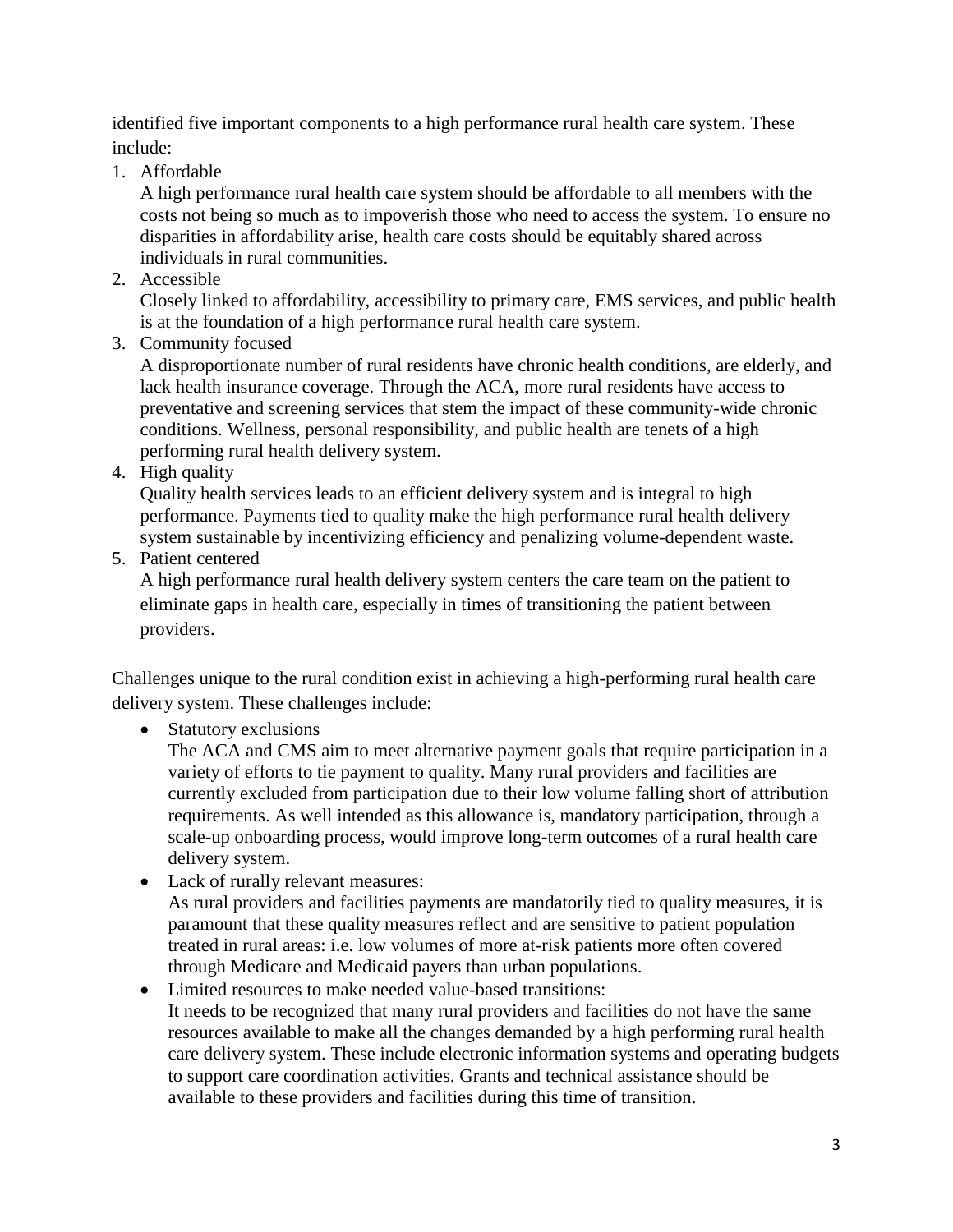identified five important components to a high performance rural health care system. These include:

1. Affordable
   A high performance rural health care system should be affordable to all members with the costs not being so much as to impoverish those who need to access the system. To ensure no disparities in affordability arise, health care costs should be equitably shared across individuals in rural communities.
2. Accessible
   Closely linked to affordability, accessibility to primary care, EMS services, and public health is at the foundation of a high performance rural health care system.
3. Community focused
   A disproportionate number of rural residents have chronic health conditions, are elderly, and lack health insurance coverage. Through the ACA, more rural residents have access to preventative and screening services that stem the impact of these community-wide chronic conditions. Wellness, personal responsibility, and public health are tenets of a high performing rural health delivery system.
4. High quality
   Quality health services leads to an efficient delivery system and is integral to high performance. Payments tied to quality make the high performance rural health delivery system sustainable by incentivizing efficiency and penalizing volume-dependent waste.
5. Patient centered
   A high performance rural health delivery system centers the care team on the patient to eliminate gaps in health care, especially in times of transitioning the patient between providers.

Challenges unique to the rural condition exist in achieving a high-performing rural health care delivery system. These challenges include:

- Statutory exclusions
  The ACA and CMS aim to meet alternative payment goals that require participation in a variety of efforts to tie payment to quality. Many rural providers and facilities are currently excluded from participation due to their low volume falling short of attribution requirements. As well intended as this allowance is, mandatory participation, through a scale-up onboarding process, would improve long-term outcomes of a rural health care delivery system.
- Lack of rurally relevant measures:
  As rural providers and facilities payments are mandatorily tied to quality measures, it is paramount that these quality measures reflect and are sensitive to patient population treated in rural areas: i.e. low volumes of more at-risk patients more often covered through Medicare and Medicaid payers than urban populations.
- Limited resources to make needed value-based transitions:
  It needs to be recognized that many rural providers and facilities do not have the same resources available to make all the changes demanded by a high performing rural health care delivery system. These include electronic information systems and operating budgets to support care coordination activities. Grants and technical assistance should be available to these providers and facilities during this time of transition.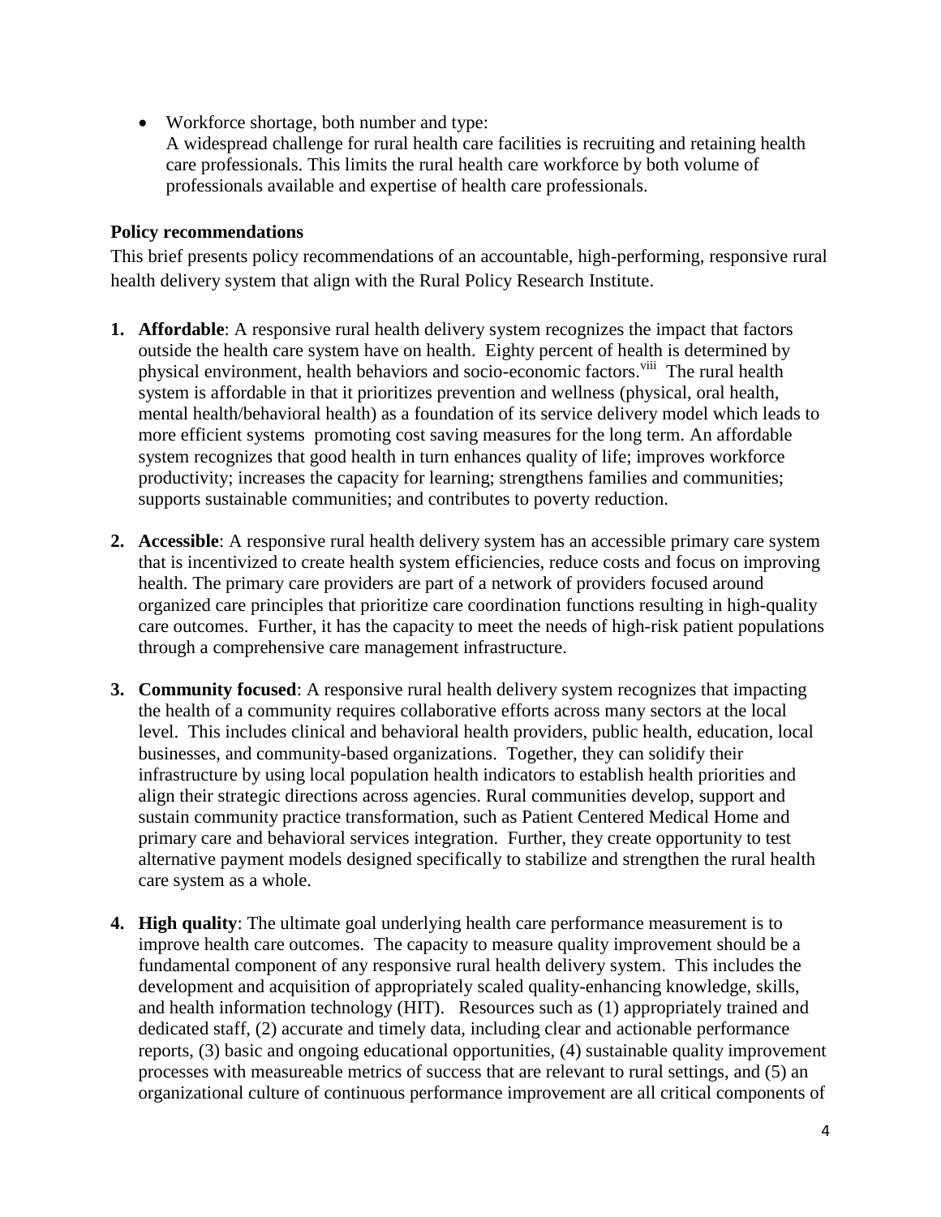- Workforce shortage, both number and type:
  A widespread challenge for rural health care facilities is recruiting and retaining health care professionals. This limits the rural health care workforce by both volume of professionals available and expertise of health care professionals.

**Policy recommendations**

This brief presents policy recommendations of an accountable, high-performing, responsive rural health delivery system that align with the Rural Policy Research Institute.

1. **Affordable**: A responsive rural health delivery system recognizes the impact that factors outside the health care system have on health. Eighty percent of health is determined by physical environment, health behaviors and socio-economic factors.[viii] The rural health system is affordable in that it prioritizes prevention and wellness (physical, oral health, mental health/behavioral health) as a foundation of its service delivery model which leads to more efficient systems promoting cost saving measures for the long term. An affordable system recognizes that good health in turn enhances quality of life; improves workforce productivity; increases the capacity for learning; strengthens families and communities; supports sustainable communities; and contributes to poverty reduction.

2. **Accessible**: A responsive rural health delivery system has an accessible primary care system that is incentivized to create health system efficiencies, reduce costs and focus on improving health. The primary care providers are part of a network of providers focused around organized care principles that prioritize care coordination functions resulting in high-quality care outcomes. Further, it has the capacity to meet the needs of high-risk patient populations through a comprehensive care management infrastructure.

3. **Community focused**: A responsive rural health delivery system recognizes that impacting the health of a community requires collaborative efforts across many sectors at the local level. This includes clinical and behavioral health providers, public health, education, local businesses, and community-based organizations. Together, they can solidify their infrastructure by using local population health indicators to establish health priorities and align their strategic directions across agencies. Rural communities develop, support and sustain community practice transformation, such as Patient Centered Medical Home and primary care and behavioral services integration. Further, they create opportunity to test alternative payment models designed specifically to stabilize and strengthen the rural health care system as a whole.

4. **High quality**: The ultimate goal underlying health care performance measurement is to improve health care outcomes. The capacity to measure quality improvement should be a fundamental component of any responsive rural health delivery system. This includes the development and acquisition of appropriately scaled quality-enhancing knowledge, skills, and health information technology (HIT). Resources such as (1) appropriately trained and dedicated staff, (2) accurate and timely data, including clear and actionable performance reports, (3) basic and ongoing educational opportunities, (4) sustainable quality improvement processes with measureable metrics of success that are relevant to rural settings, and (5) an organizational culture of continuous performance improvement are all critical components of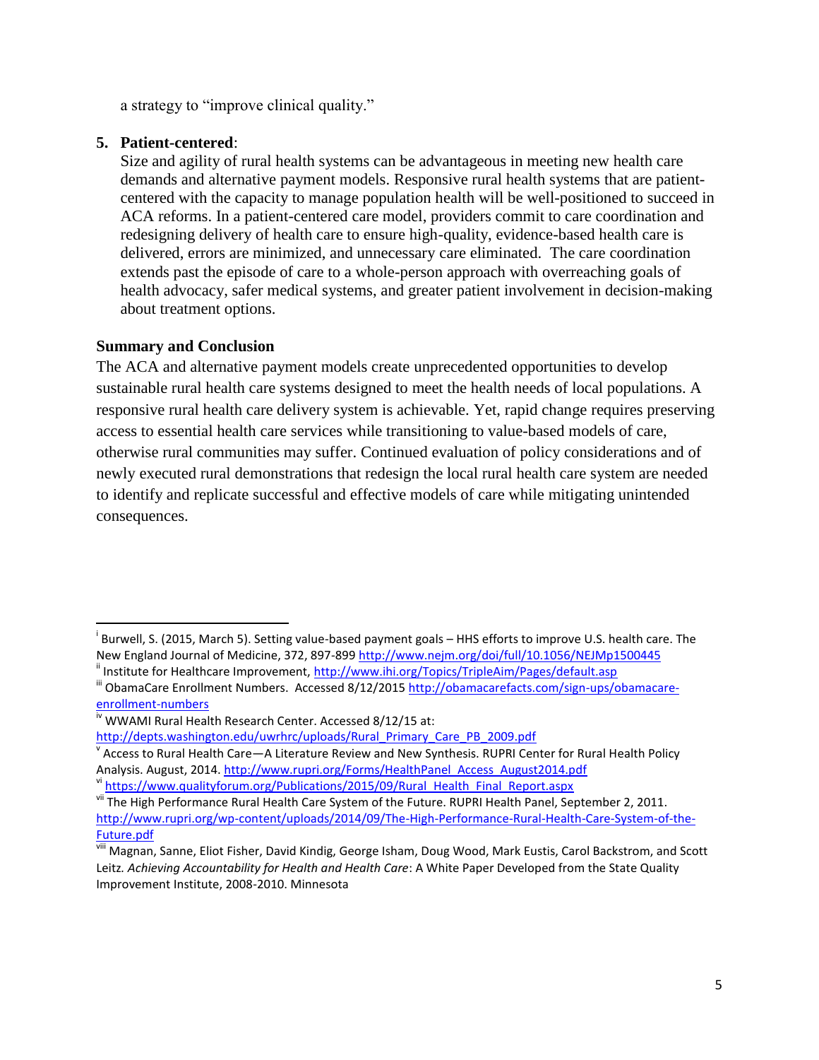a strategy to "improve clinical quality."

5. **Patient-centered**:
   Size and agility of rural health systems can be advantageous in meeting new health care demands and alternative payment models. Responsive rural health systems that are patient-centered with the capacity to manage population health will be well-positioned to succeed in ACA reforms. In a patient-centered care model, providers commit to care coordination and redesigning delivery of health care to ensure high-quality, evidence-based health care is delivered, errors are minimized, and unnecessary care eliminated. The care coordination extends past the episode of care to a whole-person approach with overreaching goals of health advocacy, safer medical systems, and greater patient involvement in decision-making about treatment options.

**Summary and Conclusion**

The ACA and alternative payment models create unprecedented opportunities to develop sustainable rural health care systems designed to meet the health needs of local populations. A responsive rural health care delivery system is achievable. Yet, rapid change requires preserving access to essential health care services while transitioning to value-based models of care, otherwise rural communities may suffer. Continued evaluation of policy considerations and of newly executed rural demonstrations that redesign the local rural health care system are needed to identify and replicate successful and effective models of care while mitigating unintended consequences.

---

[i] Burwell, S. (2015, March 5). Setting value-based payment goals – HHS efforts to improve U.S. health care. The New England Journal of Medicine, 372, 897-899 http://www.nejm.org/doi/full/10.1056/NEJMp1500445

[ii] Institute for Healthcare Improvement, http://www.ihi.org/Topics/TripleAim/Pages/default.asp

[iii] ObamaCare Enrollment Numbers. Accessed 8/12/2015 http://obamacarefacts.com/sign-ups/obamacare-enrollment-numbers

[iv] WWAMI Rural Health Research Center. Accessed 8/12/15 at: http://depts.washington.edu/uwrhrc/uploads/Rural_Primary_Care_PB_2009.pdf

[v] Access to Rural Health Care—A Literature Review and New Synthesis. RUPRI Center for Rural Health Policy Analysis. August, 2014. http://www.rupri.org/Forms/HealthPanel_Access_August2014.pdf

[vi] https://www.qualityforum.org/Publications/2015/09/Rural_Health_Final_Report.aspx

[vii] The High Performance Rural Health Care System of the Future. RUPRI Health Panel, September 2, 2011. http://www.rupri.org/wp-content/uploads/2014/09/The-High-Performance-Rural-Health-Care-System-of-the-Future.pdf

[viii] Magnan, Sanne, Eliot Fisher, David Kindig, George Isham, Doug Wood, Mark Eustis, Carol Backstrom, and Scott Leitz. *Achieving Accountability for Health and Health Care*: A White Paper Developed from the State Quality Improvement Institute, 2008-2010. Minnesota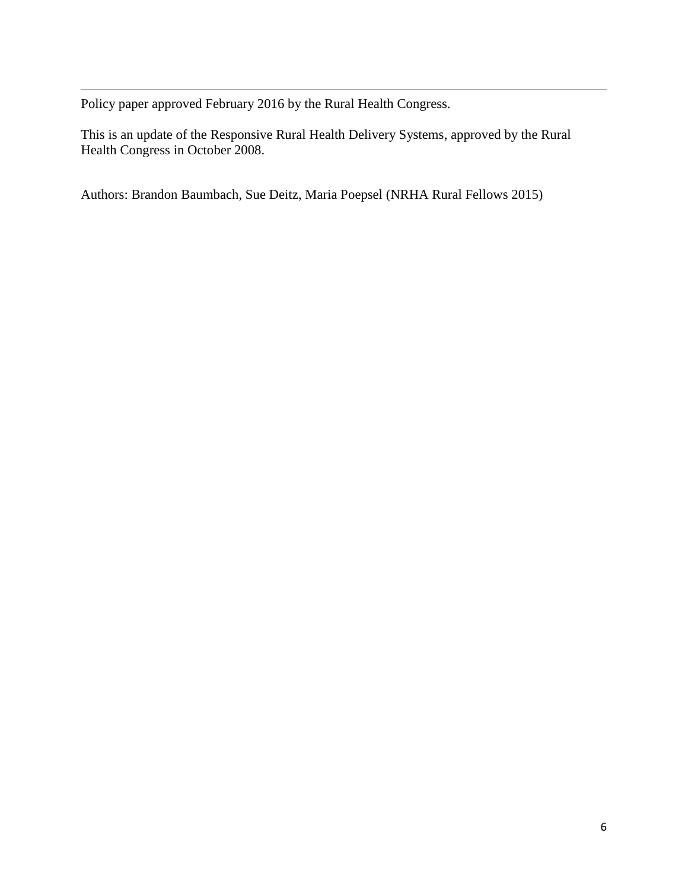---

Policy paper approved February 2016 by the Rural Health Congress.

This is an update of the Responsive Rural Health Delivery Systems, approved by the Rural Health Congress in October 2008.

Authors: Brandon Baumbach, Sue Deitz, Maria Poepsel (NRHA Rural Fellows 2015)